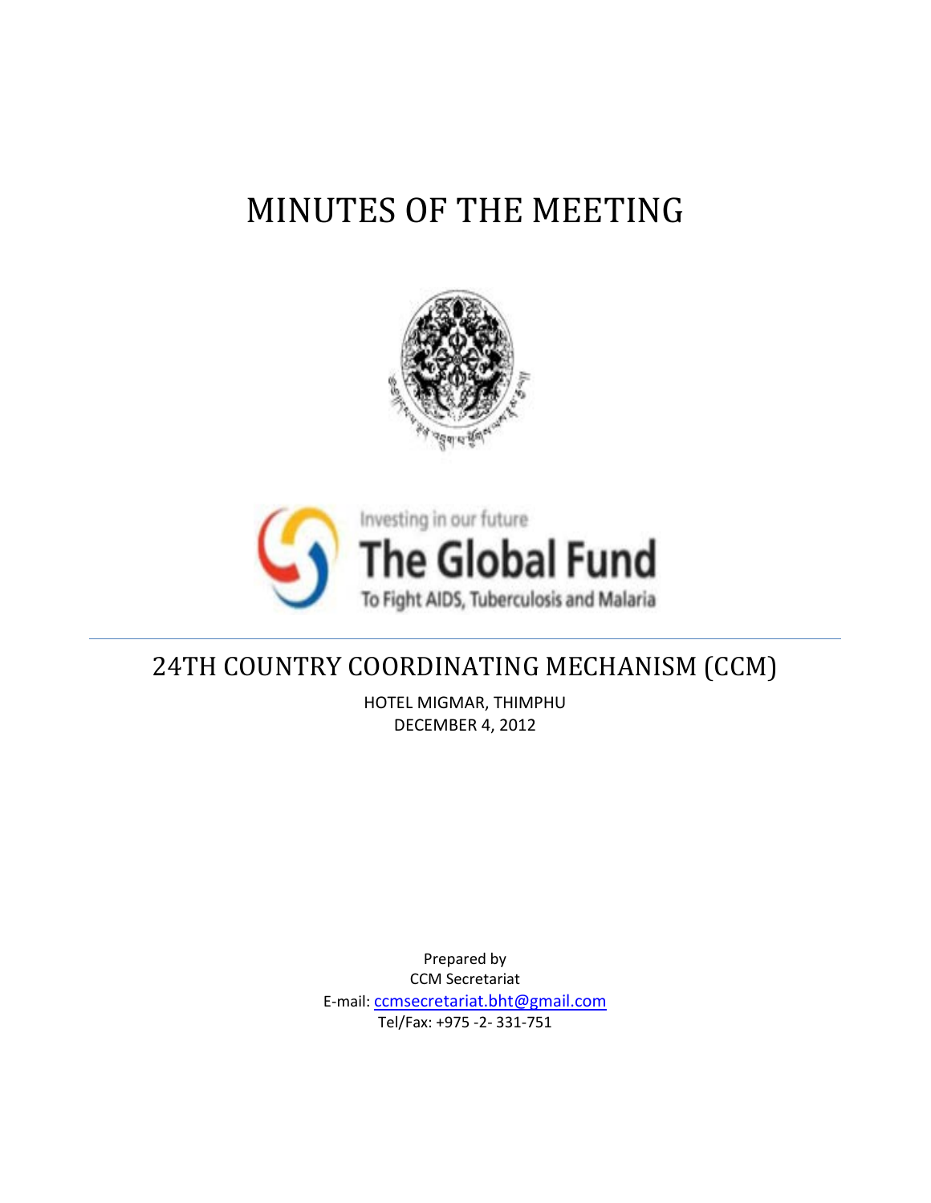# MINUTES OF THE MEETING

Investing in our future

The Global Fund

To Fight AIDS, Tuberculosis and Malaria

## 24TH COUNTRY COORDINATING MECHANISM (CCM)

HOTEL MIGMAR, THIMPHU

DECEMBER 4, 2012

Prepared by

CCM Secretariat

E-mail: ccmsecretariat.bht@gmail.com

Tel/Fax: +975 -2- 331-751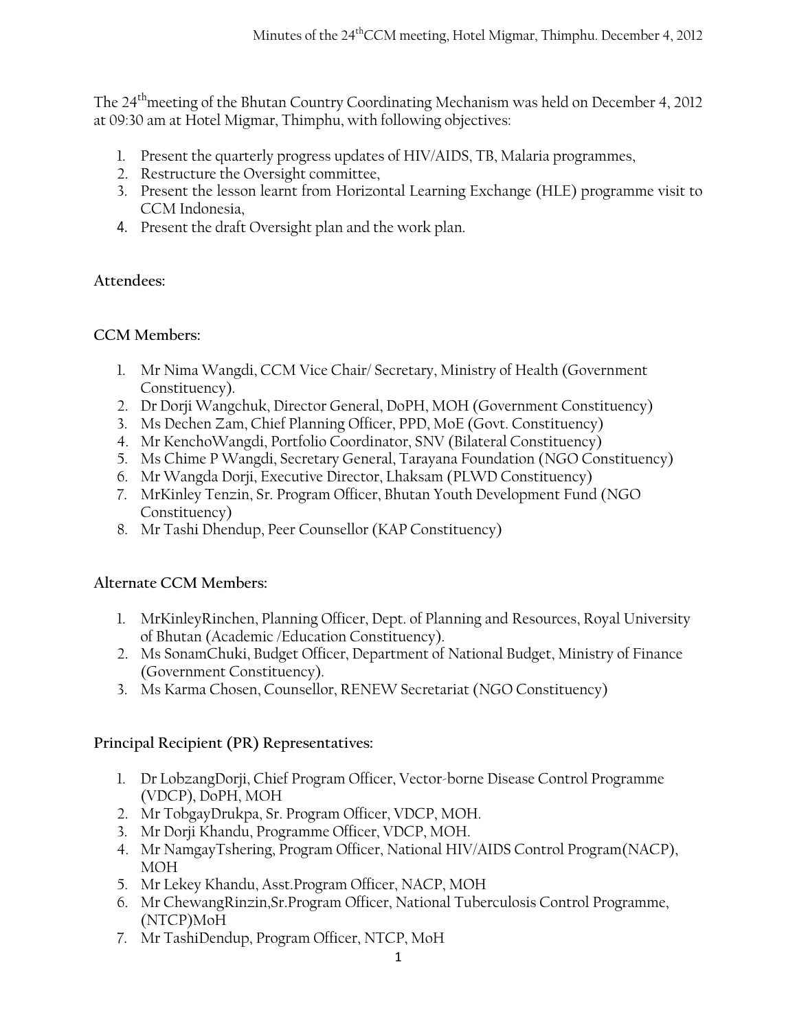The 24th meeting of the Bhutan Country Coordinating Mechanism was held on December 4, 2012 at 09:30 am at Hotel Migmar, Thimphu, with following objectives:

1. Present the quarterly progress updates of HIV/AIDS, TB, Malaria programmes,
2. Restructure the Oversight committee,
3. Present the lesson learnt from Horizontal Learning Exchange (HLE) programme visit to CCM Indonesia,
4. Present the draft Oversight plan and the work plan.

**Attendees:**

**CCM Members:**

1. Mr Nima Wangdi, CCM Vice Chair/ Secretary, Ministry of Health (Government Constituency).
2. Dr Dorji Wangchuk, Director General, DoPH, MOH (Government Constituency)
3. Ms Dechen Zam, Chief Planning Officer, PPD, MoE (Govt. Constituency)
4. Mr KenchoWangdi, Portfolio Coordinator, SNV (Bilateral Constituency)
5. Ms Chime P Wangdi, Secretary General, Tarayana Foundation (NGO Constituency)
6. Mr Wangda Dorji, Executive Director, Lhaksam (PLWD Constituency)
7. MrKinley Tenzin, Sr. Program Officer, Bhutan Youth Development Fund (NGO Constituency)
8. Mr Tashi Dhendup, Peer Counsellor (KAP Constituency)

**Alternate CCM Members:**

1. MrKinleyRinchen, Planning Officer, Dept. of Planning and Resources, Royal University of Bhutan (Academic /Education Constituency).
2. Ms SonamChuki, Budget Officer, Department of National Budget, Ministry of Finance (Government Constituency).
3. Ms Karma Chosen, Counsellor, RENEW Secretariat (NGO Constituency)

**Principal Recipient (PR) Representatives:**

1. Dr LobzangDorji, Chief Program Officer, Vector-borne Disease Control Programme (VDCP), DoPH, MOH
2. Mr TobgayDrukpa, Sr. Program Officer, VDCP, MOH.
3. Mr Dorji Khandu, Programme Officer, VDCP, MOH.
4. Mr NamgayTshering, Program Officer, National HIV/AIDS Control Program(NACP), MOH
5. Mr Lekey Khandu, Asst.Program Officer, NACP, MOH
6. Mr ChewangRinzin,Sr.Program Officer, National Tuberculosis Control Programme, (NTCP)MoH
7. Mr TashiDendup, Program Officer, NTCP, MoH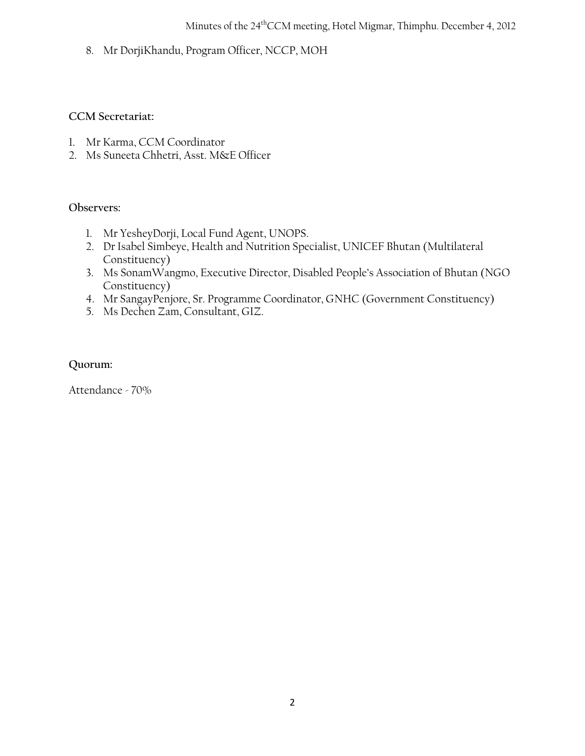8. Mr DorjiKhandu, Program Officer, NCCP, MOH

**CCM Secretariat:**

1. Mr Karma, CCM Coordinator
2. Ms Suneeta Chhetri, Asst. M&E Officer

**Observers:**

1. Mr YesheyDorji, Local Fund Agent, UNOPS.
2. Dr Isabel Simbeye, Health and Nutrition Specialist, UNICEF Bhutan (Multilateral Constituency)
3. Ms SonamWangmo, Executive Director, Disabled People's Association of Bhutan (NGO Constituency)
4. Mr SangayPenjore, Sr. Programme Coordinator, GNHC (Government Constituency)
5. Ms Dechen Zam, Consultant, GIZ.

**Quorum:**

Attendance - 70%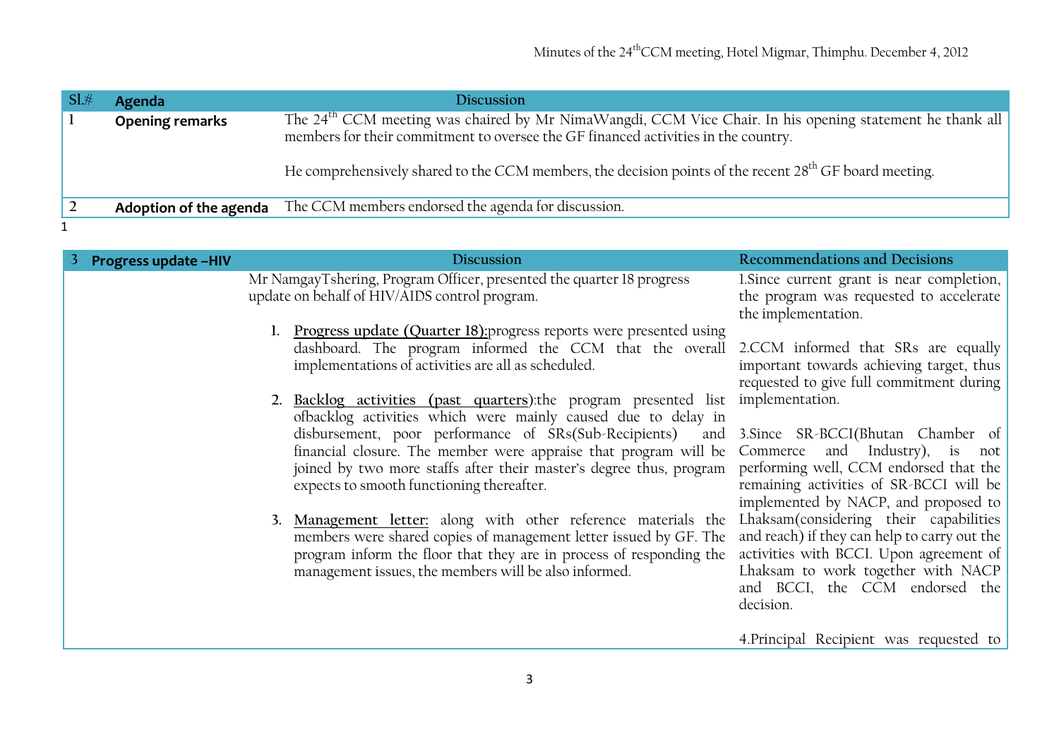| Sl.# | Agenda | Discussion |
|---|---|---|
| 1 | **Opening remarks** | The 24th CCM meeting was chaired by Mr NimaWangdi, CCM Vice Chair. In his opening statement he thank all members for their commitment to oversee the GF financed activities in the country.<br><br>He comprehensively shared to the CCM members, the decision points of the recent 28th GF board meeting. |
| 2 | **Adoption of the agenda** | The CCM members endorsed the agenda for discussion. |

1

| 3 **Progress update –HIV** | Discussion | Recommendations and Decisions |
|---|---|---|
| | Mr NamgayTshering, Program Officer, presented the quarter 18 progress update on behalf of HIV/AIDS control program.<br><br>1. **Progress update (Quarter 18):**progress reports were presented using dashboard. The program informed the CCM that the overall implementations of activities are all as scheduled.<br><br>2. **Backlog activities (past quarters)**:the program presented list ofbacklog activities which were mainly caused due to delay in disbursement, poor performance of SRs(Sub-Recipients) and financial closure. The member were appraise that program will be joined by two more staffs after their master's degree thus, program expects to smooth functioning thereafter.<br><br>3. **Management letter:** along with other reference materials the members were shared copies of management letter issued by GF. The program inform the floor that they are in process of responding the management issues, the members will be also informed. | 1.Since current grant is near completion, the program was requested to accelerate the implementation.<br><br>2.CCM informed that SRs are equally important towards achieving target, thus requested to give full commitment during implementation.<br><br>3.Since SR-BCCI(Bhutan Chamber of Commerce and Industry), is not performing well, CCM endorsed that the remaining activities of SR-BCCI will be implemented by NACP, and proposed to Lhaksam(considering their capabilities and reach) if they can help to carry out the activities with BCCI. Upon agreement of Lhaksam to work together with NACP and BCCI, the CCM endorsed the decision.<br><br>4.Principal Recipient was requested to |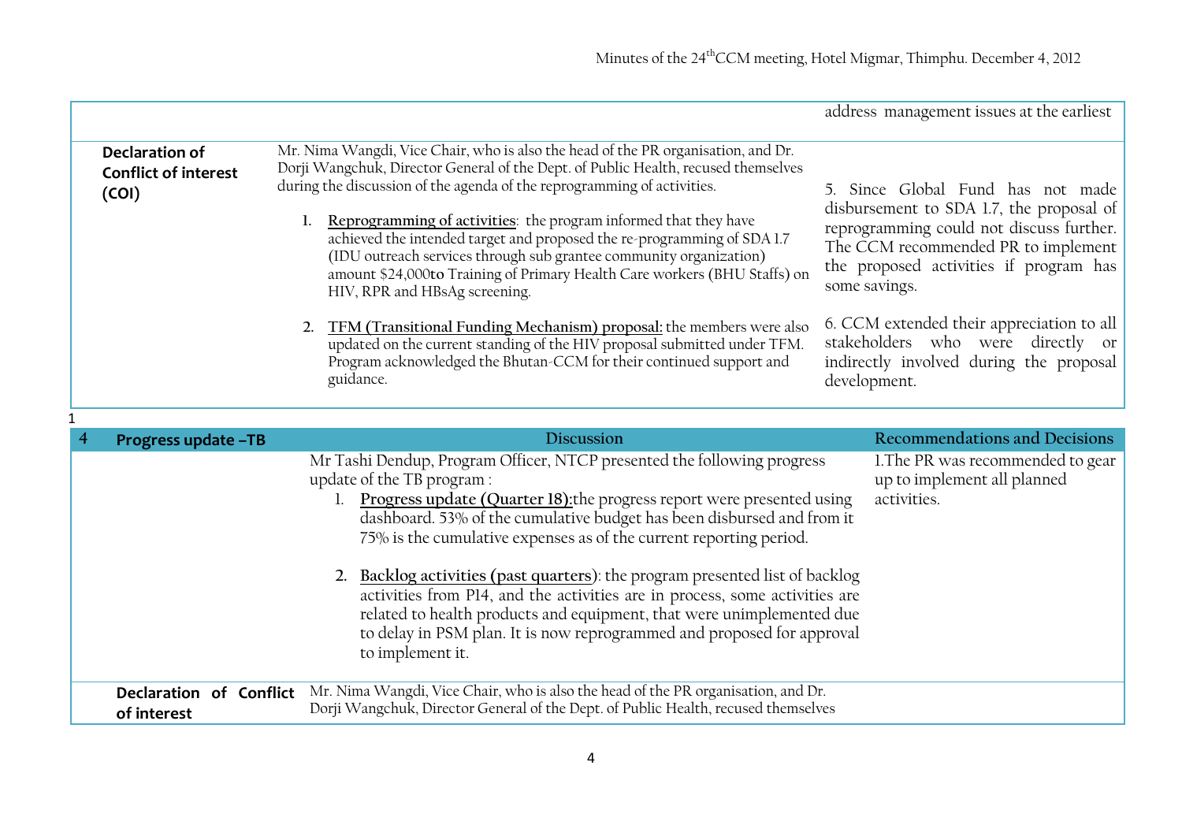| | | |
|---|---|---|
| | | address management issues at the earliest |
| **Declaration of Conflict of interest (COI)** | Mr. Nima Wangdi, Vice Chair, who is also the head of the PR organisation, and Dr. Dorji Wangchuk, Director General of the Dept. of Public Health, recused themselves during the discussion of the agenda of the reprogramming of activities.<br><br>1. **Reprogramming of activities**: the program informed that they have achieved the intended target and proposed the re-programming of SDA 1.7 (IDU outreach services through sub grantee community organization) amount $24,000**to** Training of Primary Health Care workers (BHU Staffs) on HIV, RPR and HBsAg screening.<br><br>2. **TFM (Transitional Funding Mechanism) proposal:** the members were also updated on the current standing of the HIV proposal submitted under TFM. Program acknowledged the Bhutan-CCM for their continued support and guidance. | 5. Since Global Fund has not made disbursement to SDA 1.7, the proposal of reprogramming could not discuss further. The CCM recommended PR to implement the proposed activities if program has some savings.<br><br>6. CCM extended their appreciation to all stakeholders who were directly or indirectly involved during the proposal development. |

1

| 4 | Progress update –TB | Discussion | Recommendations and Decisions |
|---|---|---|---|
| | | Mr Tashi Dendup, Program Officer, NTCP presented the following progress update of the TB program :<br>1. **Progress update (Quarter 18):**the progress report were presented using dashboard. 53% of the cumulative budget has been disbursed and from it 75% is the cumulative expenses as of the current reporting period.<br><br>2. **Backlog activities (past quarters)**: the program presented list of backlog activities from P14, and the activities are in process, some activities are related to health products and equipment, that were unimplemented due to delay in PSM plan. It is now reprogrammed and proposed for approval to implement it. | 1.The PR was recommended to gear up to implement all planned activities. |
| | **Declaration of Conflict of interest** | Mr. Nima Wangdi, Vice Chair, who is also the head of the PR organisation, and Dr. Dorji Wangchuk, Director General of the Dept. of Public Health, recused themselves | |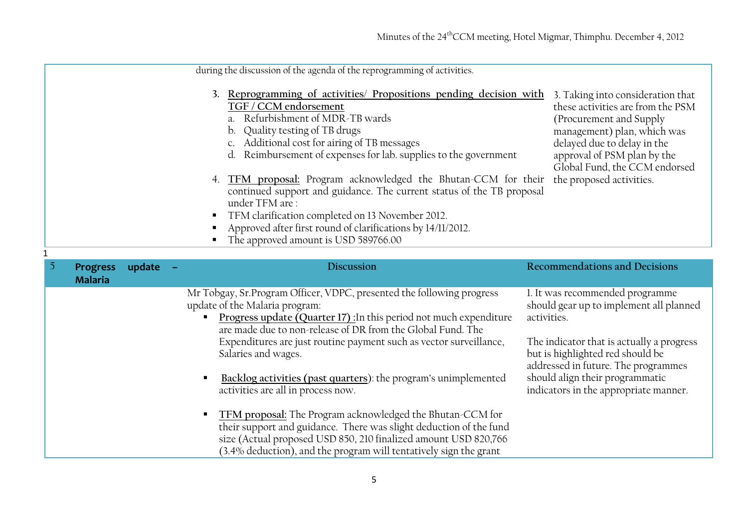| | | | |
|---|---|---|---|
| | | during the discussion of the agenda of the reprogramming of activities.<br><br>3. **Reprogramming of activities/ Propositions pending decision with TGF / CCM endorsement**<br>a. Refurbishment of MDR-TB wards<br>b. Quality testing of TB drugs<br>c. Additional cost for airing of TB messages<br>d. Reimbursement of expenses for lab. supplies to the government<br><br>4. **TFM proposal:** Program acknowledged the Bhutan-CCM for their continued support and guidance. The current status of the TB proposal under TFM are :<br>▪ TFM clarification completed on 13 November 2012.<br>▪ Approved after first round of clarifications by 14/11/2012.<br>▪ The approved amount is USD 589766.00 | 3. Taking into consideration that these activities are from the PSM (Procurement and Supply management) plan, which was delayed due to delay in the approval of PSM plan by the Global Fund, the CCM endorsed the proposed activities. |

1

| 5 | Progress update – Malaria | Discussion | Recommendations and Decisions |
|---|---|---|---|
| | | Mr Tobgay, Sr.Program Officer, VDPC, presented the following progress update of the Malaria program:<br>▪ **Progress update (Quarter 17) :**In this period not much expenditure are made due to non-release of DR from the Global Fund. The Expenditures are just routine payment such as vector surveillance, Salaries and wages.<br><br>▪ **Backlog activities (past quarters)**: the program's unimplemented activities are all in process now.<br><br>▪ **TFM proposal:** The Program acknowledged the Bhutan-CCM for their support and guidance. There was slight deduction of the fund size (Actual proposed USD 850, 210 finalized amount USD 820,766 (3.4% deduction), and the program will tentatively sign the grant | 1. It was recommended programme should gear up to implement all planned activities.<br><br>The indicator that is actually a progress but is highlighted red should be addressed in future. The programmes should align their programmatic indicators in the appropriate manner. |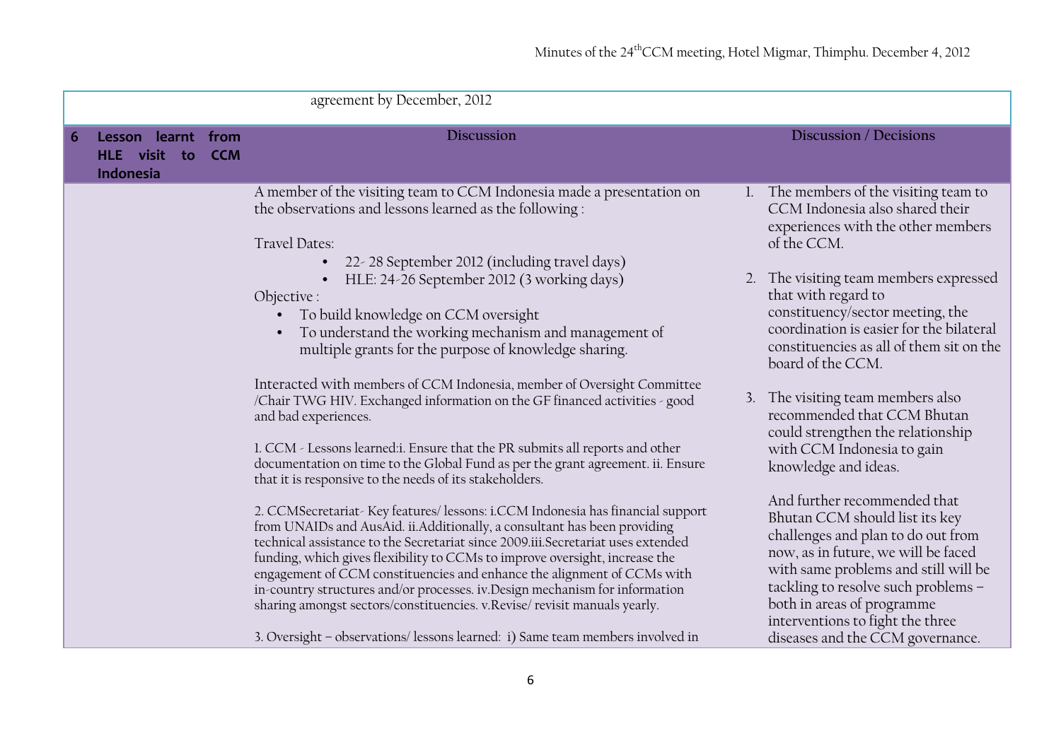| | | | |
|---|---|---|---|
| | | agreement by December, 2012 | |
| 6 | Lesson learnt from HLE visit to CCM Indonesia | Discussion | Discussion / Decisions |
| | | A member of the visiting team to CCM Indonesia made a presentation on the observations and lessons learned as the following :<br><br>Travel Dates:<br>• 22- 28 September 2012 (including travel days)<br>• HLE: 24-26 September 2012 (3 working days)<br>Objective :<br>• To build knowledge on CCM oversight<br>• To understand the working mechanism and management of multiple grants for the purpose of knowledge sharing.<br><br>Interacted with members of CCM Indonesia, member of Oversight Committee /Chair TWG HIV. Exchanged information on the GF financed activities - good and bad experiences.<br><br>1. CCM - Lessons learned:i. Ensure that the PR submits all reports and other documentation on time to the Global Fund as per the grant agreement. ii. Ensure that it is responsive to the needs of its stakeholders.<br><br>2. CCMSecretariat- Key features/ lessons: i.CCM Indonesia has financial support from UNAIDs and AusAid. ii.Additionally, a consultant has been providing technical assistance to the Secretariat since 2009.iii.Secretariat uses extended funding, which gives flexibility to CCMs to improve oversight, increase the engagement of CCM constituencies and enhance the alignment of CCMs with in-country structures and/or processes. iv.Design mechanism for information sharing amongst sectors/constituencies. v.Revise/ revisit manuals yearly.<br><br>3. Oversight – observations/ lessons learned: i) Same team members involved in | 1. The members of the visiting team to CCM Indonesia also shared their experiences with the other members of the CCM.<br><br>2. The visiting team members expressed that with regard to constituency/sector meeting, the coordination is easier for the bilateral constituencies as all of them sit on the board of the CCM.<br><br>3. The visiting team members also recommended that CCM Bhutan could strengthen the relationship with CCM Indonesia to gain knowledge and ideas.<br><br>And further recommended that Bhutan CCM should list its key challenges and plan to do out from now, as in future, we will be faced with same problems and still will be tackling to resolve such problems – both in areas of programme interventions to fight the three diseases and the CCM governance. |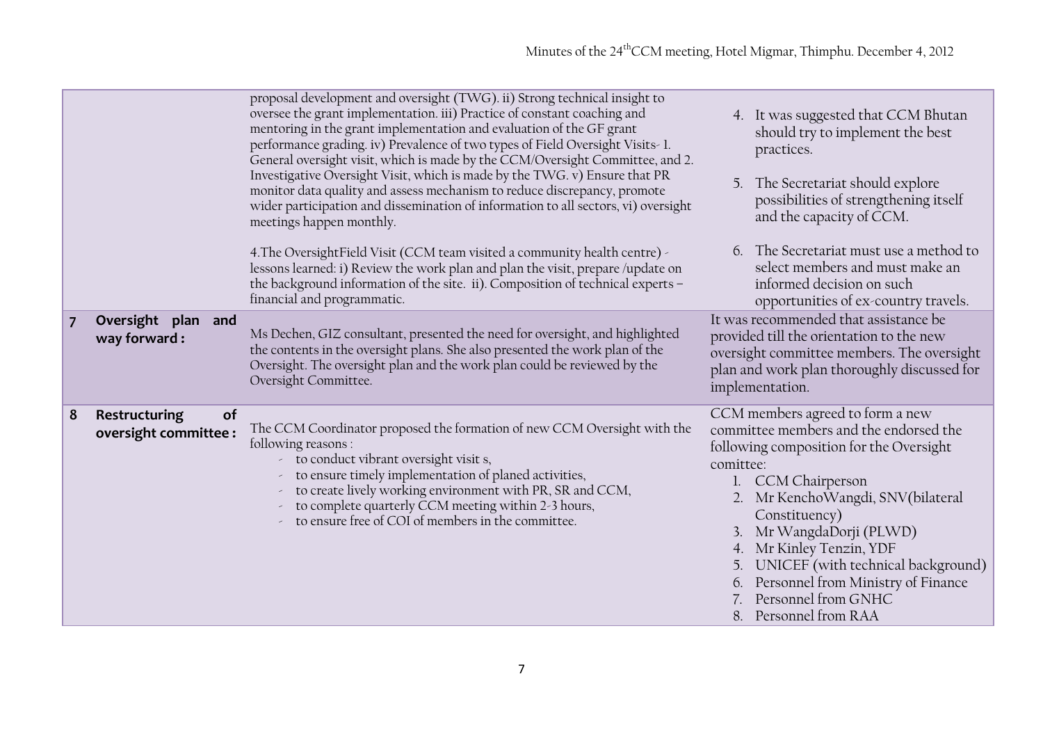| | | | |
|---|---|---|---|
| | | proposal development and oversight (TWG). ii) Strong technical insight to oversee the grant implementation. iii) Practice of constant coaching and mentoring in the grant implementation and evaluation of the GF grant performance grading. iv) Prevalence of two types of Field Oversight Visits- 1. General oversight visit, which is made by the CCM/Oversight Committee, and 2. Investigative Oversight Visit, which is made by the TWG. v) Ensure that PR monitor data quality and assess mechanism to reduce discrepancy, promote wider participation and dissemination of information to all sectors, vi) oversight meetings happen monthly.<br><br>4.The OversightField Visit (CCM team visited a community health centre) - lessons learned: i) Review the work plan and plan the visit, prepare /update on the background information of the site. ii). Composition of technical experts – financial and programmatic. | 4. It was suggested that CCM Bhutan should try to implement the best practices.<br><br>5. The Secretariat should explore possibilities of strengthening itself and the capacity of CCM.<br><br>6. The Secretariat must use a method to select members and must make an informed decision on such opportunities of ex-country travels. |
| 7 | **Oversight plan and way forward :** | Ms Dechen, GIZ consultant, presented the need for oversight, and highlighted the contents in the oversight plans. She also presented the work plan of the Oversight. The oversight plan and the work plan could be reviewed by the Oversight Committee. | It was recommended that assistance be provided till the orientation to the new oversight committee members. The oversight plan and work plan thoroughly discussed for implementation. |
| 8 | **Restructuring of oversight committee :** | The CCM Coordinator proposed the formation of new CCM Oversight with the following reasons :<br>- to conduct vibrant oversight visit s,<br>- to ensure timely implementation of planed activities,<br>- to create lively working environment with PR, SR and CCM,<br>- to complete quarterly CCM meeting within 2-3 hours,<br>- to ensure free of COI of members in the committee. | CCM members agreed to form a new committee members and the endorsed the following composition for the Oversight comittee:<br>1. CCM Chairperson<br>2. Mr KenchoWangdi, SNV(bilateral Constituency)<br>3. Mr WangdaDorji (PLWD)<br>4. Mr Kinley Tenzin, YDF<br>5. UNICEF (with technical background)<br>6. Personnel from Ministry of Finance<br>7. Personnel from GNHC<br>8. Personnel from RAA |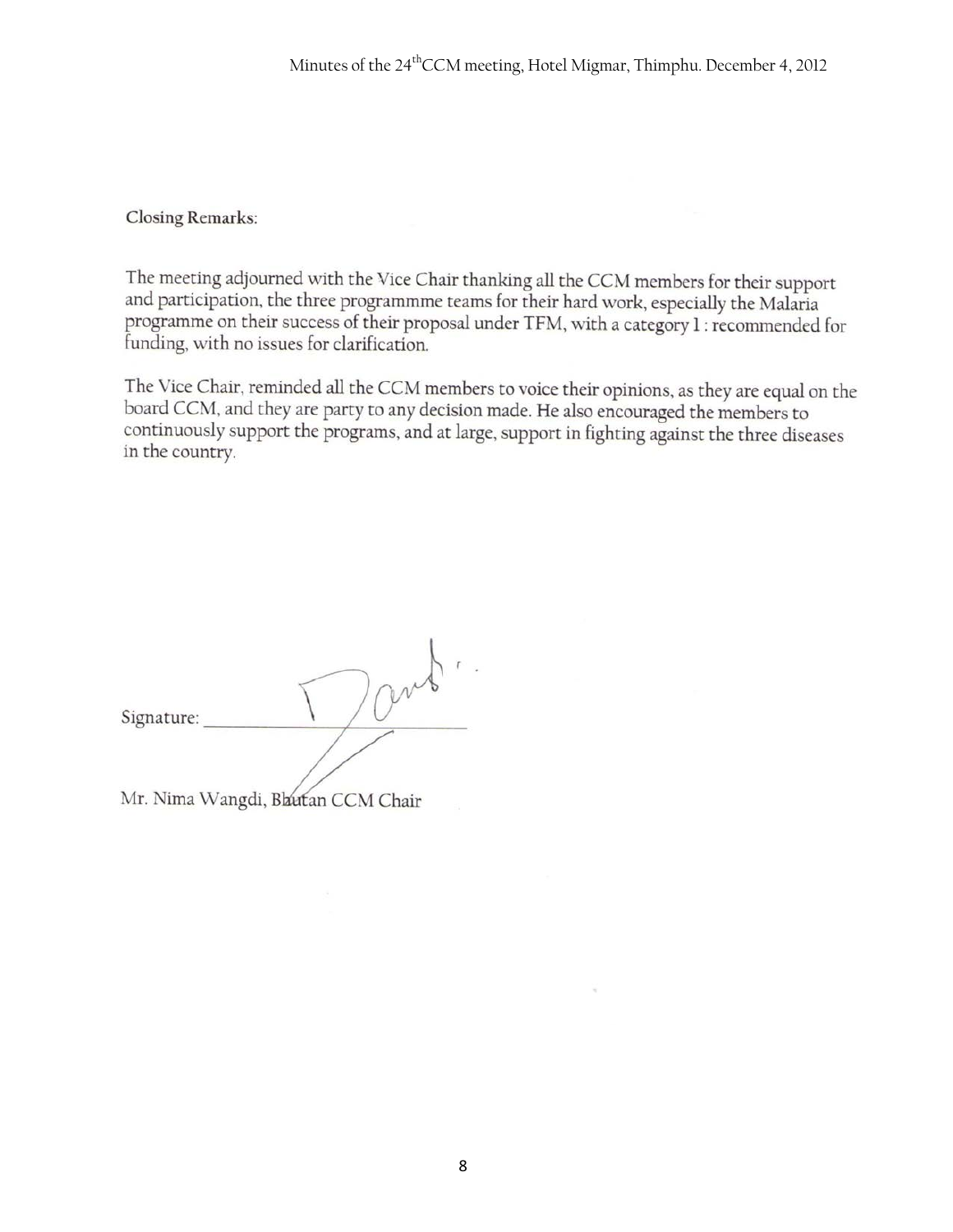**Closing Remarks:**

The meeting adjourned with the Vice Chair thanking all the CCM members for their support and participation, the three programmme teams for their hard work, especially the Malaria programme on their success of their proposal under TFM, with a category 1 : recommended for funding, with no issues for clarification.

The Vice Chair, reminded all the CCM members to voice their opinions, as they are equal on the board CCM, and they are party to any decision made. He also encouraged the members to continuously support the programs, and at large, support in fighting against the three diseases in the country.

Signature: ______________________

Mr. Nima Wangdi, Bhutan CCM Chair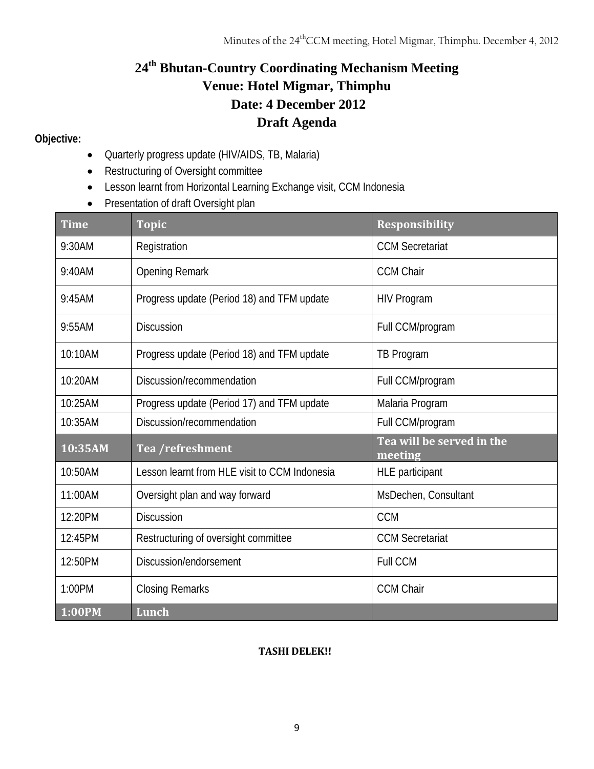# 24th Bhutan-Country Coordinating Mechanism Meeting

## Venue: Hotel Migmar, Thimphu

## Date: 4 December 2012

## Draft Agenda

**Objective:**

- Quarterly progress update (HIV/AIDS, TB, Malaria)
- Restructuring of Oversight committee
- Lesson learnt from Horizontal Learning Exchange visit, CCM Indonesia
- Presentation of draft Oversight plan

| Time | Topic | Responsibility |
|---|---|---|
| 9:30AM | Registration | CCM Secretariat |
| 9:40AM | Opening Remark | CCM Chair |
| 9:45AM | Progress update (Period 18) and TFM update | HIV Program |
| 9:55AM | Discussion | Full CCM/program |
| 10:10AM | Progress update (Period 18) and TFM update | TB Program |
| 10:20AM | Discussion/recommendation | Full CCM/program |
| 10:25AM | Progress update (Period 17) and TFM update | Malaria Program |
| 10:35AM | Discussion/recommendation | Full CCM/program |
| **10:35AM** | **Tea /refreshment** | **Tea will be served in the meeting** |
| 10:50AM | Lesson learnt from HLE visit to CCM Indonesia | HLE participant |
| 11:00AM | Oversight plan and way forward | MsDechen, Consultant |
| 12:20PM | Discussion | CCM |
| 12:45PM | Restructuring of oversight committee | CCM Secretariat |
| 12:50PM | Discussion/endorsement | Full CCM |
| 1:00PM | Closing Remarks | CCM Chair |
| **1:00PM** | **Lunch** | |

**TASHI DELEK!!**